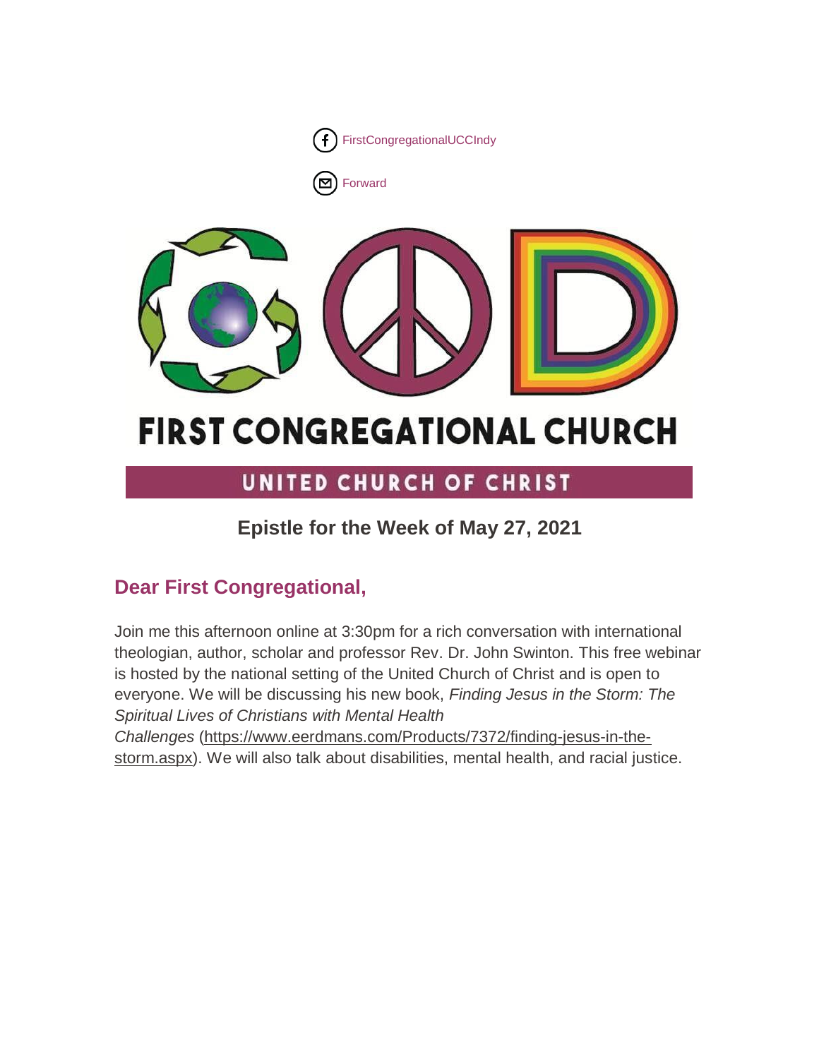FirstCongregationalUCCIndy

Forward

# FIRST CONGREGATIONAL CHURCH

## UNITED CHURCH OF CHRIST

### Epistle for the Week of May 27, 2021

## Dear First Congregational,

Join me this afternoon online at 3:30pm for a rich conversation with international theologian, author, scholar and professor Rev. Dr. John Swinton. This free webinar is hosted by the national setting of the United Church of Christ and is open to everyone. We will be discussing his new book, *Finding Jesus in the Storm: The Spiritual Lives of Christians with Mental Health Challenges* (https://www.eerdmans.com/Products/7372/finding-jesus-in-the-storm.aspx). We will also talk about disabilities, mental health, and racial justice.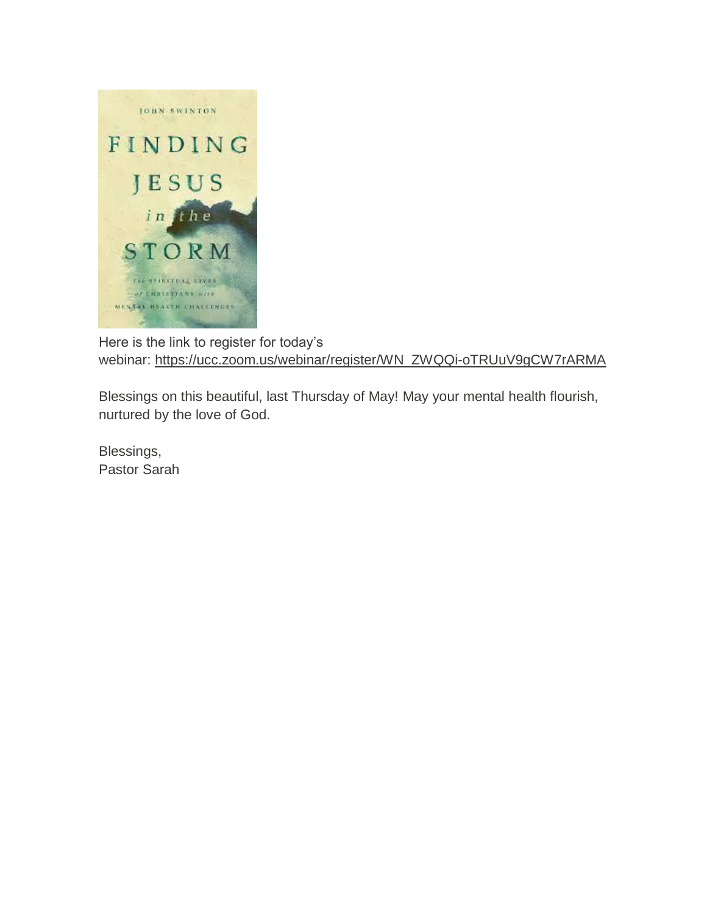Here is the link to register for today's webinar: https://ucc.zoom.us/webinar/register/WN_ZWQQi-oTRUuV9gCW7rARMA

Blessings on this beautiful, last Thursday of May! May your mental health flourish, nurtured by the love of God.

Blessings,
Pastor Sarah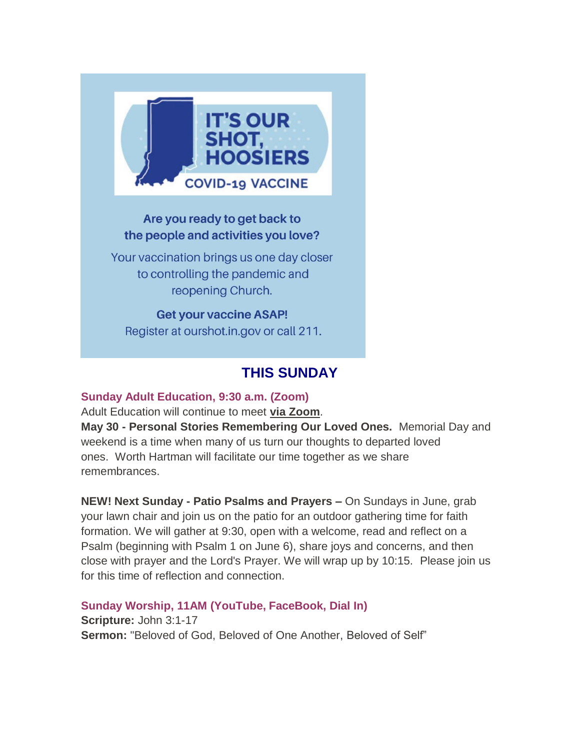IT'S OUR SHOT, HOOSIERS

COVID-19 VACCINE

**Are you ready to get back to the people and activities you love?**

Your vaccination brings us one day closer to controlling the pandemic and reopening Church.

**Get your vaccine ASAP!**
Register at ourshot.in.gov or call 211.

## THIS SUNDAY

### Sunday Adult Education, 9:30 a.m. (Zoom)

Adult Education will continue to meet **via Zoom**.

**May 30 - Personal Stories Remembering Our Loved Ones.** Memorial Day and weekend is a time when many of us turn our thoughts to departed loved ones. Worth Hartman will facilitate our time together as we share remembrances.

**NEW! Next Sunday - Patio Psalms and Prayers –** On Sundays in June, grab your lawn chair and join us on the patio for an outdoor gathering time for faith formation. We will gather at 9:30, open with a welcome, read and reflect on a Psalm (beginning with Psalm 1 on June 6), share joys and concerns, and then close with prayer and the Lord's Prayer. We will wrap up by 10:15. Please join us for this time of reflection and connection.

### Sunday Worship, 11AM (YouTube, FaceBook, Dial In)

**Scripture:** John 3:1-17
**Sermon:** "Beloved of God, Beloved of One Another, Beloved of Self"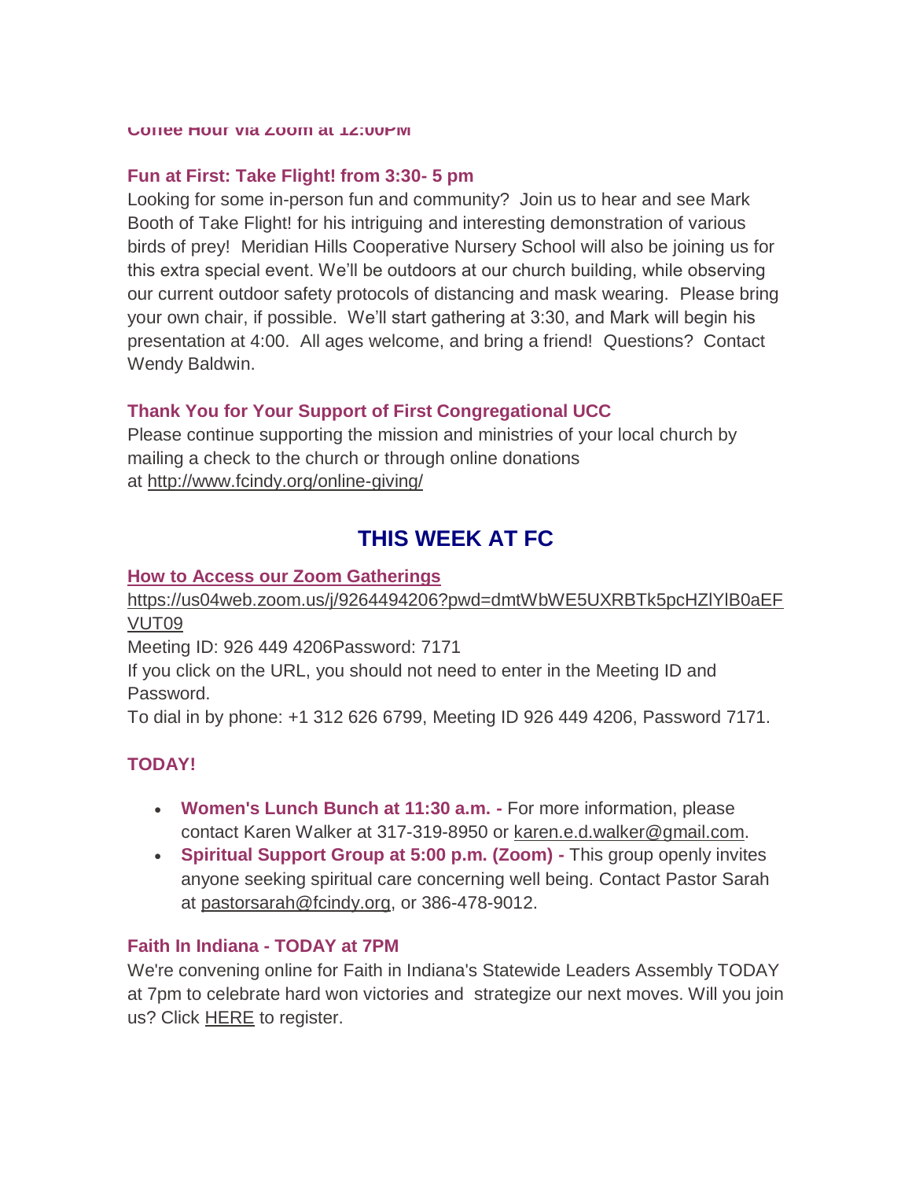**Coffee Hour via Zoom at 12:00PM**

**Fun at First: Take Flight! from 3:30- 5 pm**

Looking for some in-person fun and community? Join us to hear and see Mark Booth of Take Flight! for his intriguing and interesting demonstration of various birds of prey! Meridian Hills Cooperative Nursery School will also be joining us for this extra special event. We'll be outdoors at our church building, while observing our current outdoor safety protocols of distancing and mask wearing. Please bring your own chair, if possible. We'll start gathering at 3:30, and Mark will begin his presentation at 4:00. All ages welcome, and bring a friend! Questions? Contact Wendy Baldwin.

**Thank You for Your Support of First Congregational UCC**

Please continue supporting the mission and ministries of your local church by mailing a check to the church or through online donations at http://www.fcindy.org/online-giving/

## THIS WEEK AT FC

**How to Access our Zoom Gatherings**

https://us04web.zoom.us/j/9264494206?pwd=dmtWbWE5UXRBTk5pcHZlYlB0aEFVUT09

Meeting ID: 926 449 4206Password: 7171

If you click on the URL, you should not need to enter in the Meeting ID and Password.

To dial in by phone: +1 312 626 6799, Meeting ID 926 449 4206, Password 7171.

**TODAY!**

- **Women's Lunch Bunch at 11:30 a.m. -** For more information, please contact Karen Walker at 317-319-8950 or karen.e.d.walker@gmail.com.
- **Spiritual Support Group at 5:00 p.m. (Zoom) -** This group openly invites anyone seeking spiritual care concerning well being. Contact Pastor Sarah at pastorsarah@fcindy.org, or 386-478-9012.

**Faith In Indiana - TODAY at 7PM**

We're convening online for Faith in Indiana's Statewide Leaders Assembly TODAY at 7pm to celebrate hard won victories and strategize our next moves. Will you join us? Click HERE to register.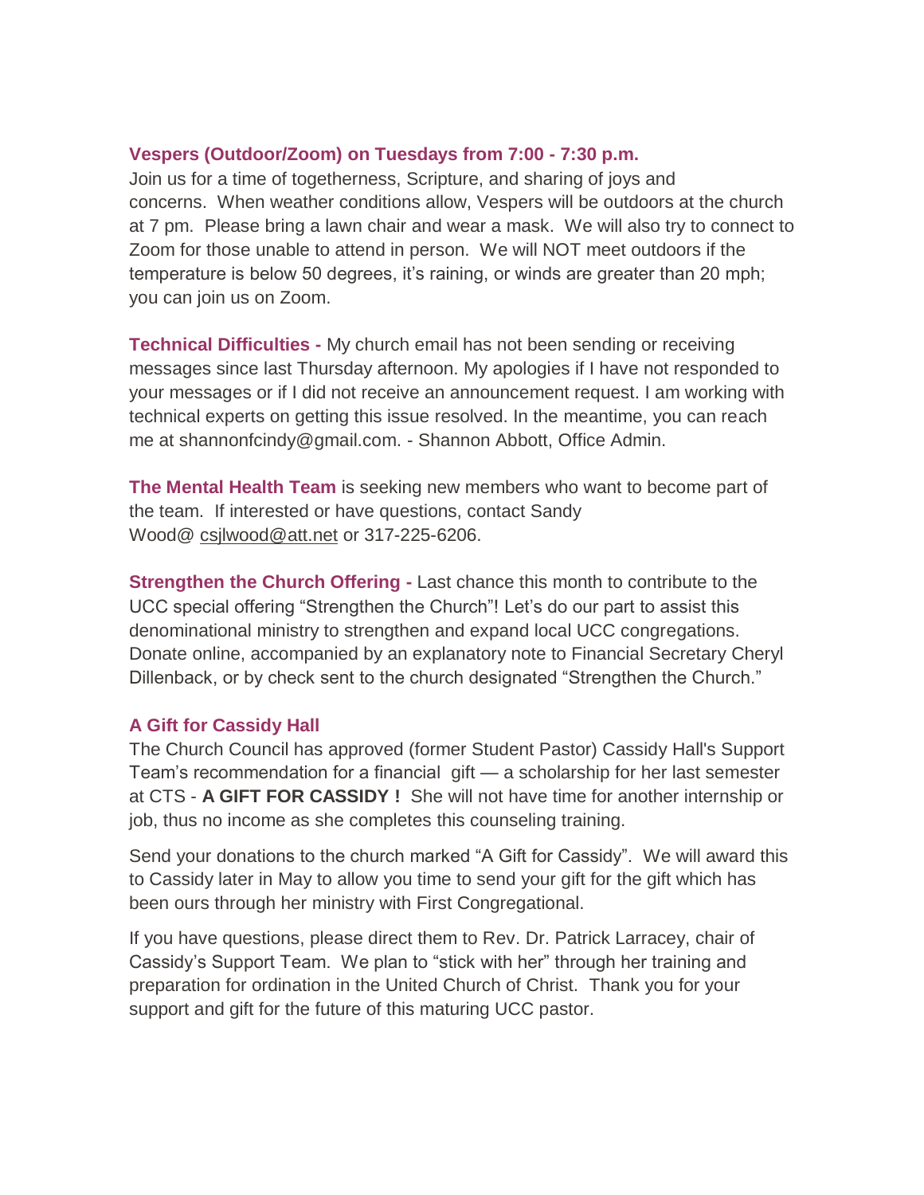**Vespers (Outdoor/Zoom) on Tuesdays from 7:00 - 7:30 p.m.**

Join us for a time of togetherness, Scripture, and sharing of joys and concerns. When weather conditions allow, Vespers will be outdoors at the church at 7 pm. Please bring a lawn chair and wear a mask. We will also try to connect to Zoom for those unable to attend in person. We will NOT meet outdoors if the temperature is below 50 degrees, it's raining, or winds are greater than 20 mph; you can join us on Zoom.

**Technical Difficulties -** My church email has not been sending or receiving messages since last Thursday afternoon. My apologies if I have not responded to your messages or if I did not receive an announcement request. I am working with technical experts on getting this issue resolved. In the meantime, you can reach me at shannonfcindy@gmail.com. - Shannon Abbott, Office Admin.

**The Mental Health Team** is seeking new members who want to become part of the team. If interested or have questions, contact Sandy Wood@ csjlwood@att.net or 317-225-6206.

**Strengthen the Church Offering -** Last chance this month to contribute to the UCC special offering "Strengthen the Church"! Let's do our part to assist this denominational ministry to strengthen and expand local UCC congregations. Donate online, accompanied by an explanatory note to Financial Secretary Cheryl Dillenback, or by check sent to the church designated "Strengthen the Church."

**A Gift for Cassidy Hall**

The Church Council has approved (former Student Pastor) Cassidy Hall's Support Team's recommendation for a financial gift — a scholarship for her last semester at CTS - **A GIFT FOR CASSIDY !** She will not have time for another internship or job, thus no income as she completes this counseling training.

Send your donations to the church marked "A Gift for Cassidy". We will award this to Cassidy later in May to allow you time to send your gift for the gift which has been ours through her ministry with First Congregational.

If you have questions, please direct them to Rev. Dr. Patrick Larracey, chair of Cassidy's Support Team. We plan to "stick with her" through her training and preparation for ordination in the United Church of Christ. Thank you for your support and gift for the future of this maturing UCC pastor.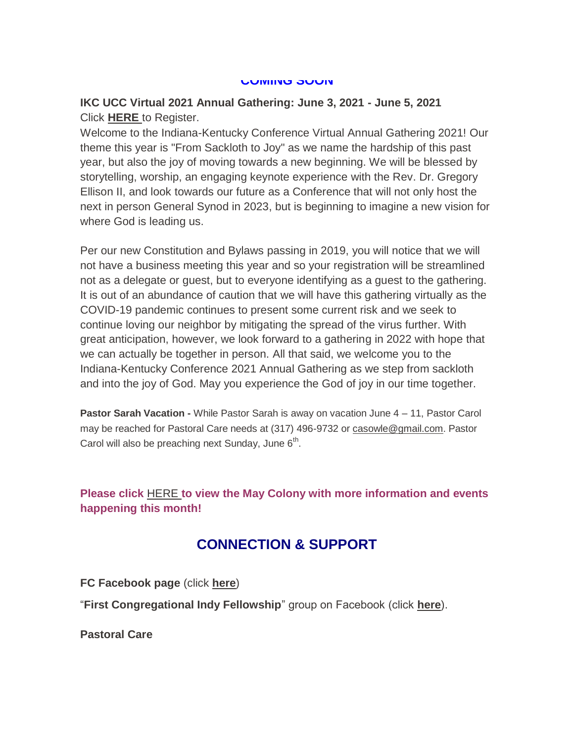COMING SOON

**IKC UCC Virtual 2021 Annual Gathering: June 3, 2021 - June 5, 2021**
Click **HERE** to Register.
Welcome to the Indiana-Kentucky Conference Virtual Annual Gathering 2021! Our theme this year is "From Sackloth to Joy" as we name the hardship of this past year, but also the joy of moving towards a new beginning. We will be blessed by storytelling, worship, an engaging keynote experience with the Rev. Dr. Gregory Ellison II, and look towards our future as a Conference that will not only host the next in person General Synod in 2023, but is beginning to imagine a new vision for where God is leading us.

Per our new Constitution and Bylaws passing in 2019, you will notice that we will not have a business meeting this year and so your registration will be streamlined not as a delegate or guest, but to everyone identifying as a guest to the gathering. It is out of an abundance of caution that we will have this gathering virtually as the COVID-19 pandemic continues to present some current risk and we seek to continue loving our neighbor by mitigating the spread of the virus further. With great anticipation, however, we look forward to a gathering in 2022 with hope that we can actually be together in person. All that said, we welcome you to the Indiana-Kentucky Conference 2021 Annual Gathering as we step from sackloth and into the joy of God. May you experience the God of joy in our time together.

**Pastor Sarah Vacation -** While Pastor Sarah is away on vacation June 4 – 11, Pastor Carol may be reached for Pastoral Care needs at (317) 496-9732 or casowle@gmail.com. Pastor Carol will also be preaching next Sunday, June 6th.

**Please click HERE to view the May Colony with more information and events happening this month!**

## CONNECTION & SUPPORT

**FC Facebook page** (click **here**)

"**First Congregational Indy Fellowship**" group on Facebook (click **here**).

**Pastoral Care**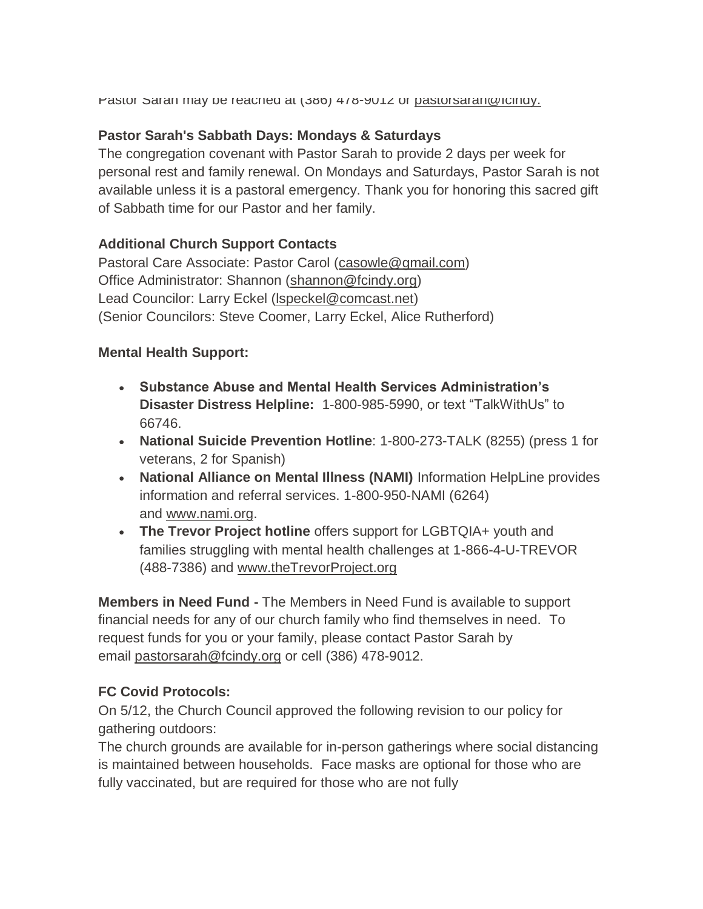Pastor Sarah may be reached at (386) 478-9012 or pastorsarah@fcindy.

**Pastor Sarah's Sabbath Days: Mondays & Saturdays**
The congregation covenant with Pastor Sarah to provide 2 days per week for personal rest and family renewal. On Mondays and Saturdays, Pastor Sarah is not available unless it is a pastoral emergency. Thank you for honoring this sacred gift of Sabbath time for our Pastor and her family.

**Additional Church Support Contacts**
Pastoral Care Associate: Pastor Carol (casowle@gmail.com)
Office Administrator: Shannon (shannon@fcindy.org)
Lead Councilor: Larry Eckel (lspeckel@comcast.net)
(Senior Councilors: Steve Coomer, Larry Eckel, Alice Rutherford)

**Mental Health Support:**

- **Substance Abuse and Mental Health Services Administration's Disaster Distress Helpline:** 1-800-985-5990, or text "TalkWithUs" to 66746.
- **National Suicide Prevention Hotline**: 1-800-273-TALK (8255) (press 1 for veterans, 2 for Spanish)
- **National Alliance on Mental Illness (NAMI)** Information HelpLine provides information and referral services. 1-800-950-NAMI (6264) and www.nami.org.
- **The Trevor Project hotline** offers support for LGBTQIA+ youth and families struggling with mental health challenges at 1-866-4-U-TREVOR (488-7386) and www.theTrevorProject.org

**Members in Need Fund -** The Members in Need Fund is available to support financial needs for any of our church family who find themselves in need. To request funds for you or your family, please contact Pastor Sarah by email pastorsarah@fcindy.org or cell (386) 478-9012.

**FC Covid Protocols:**
On 5/12, the Church Council approved the following revision to our policy for gathering outdoors:
The church grounds are available for in-person gatherings where social distancing is maintained between households. Face masks are optional for those who are fully vaccinated, but are required for those who are not fully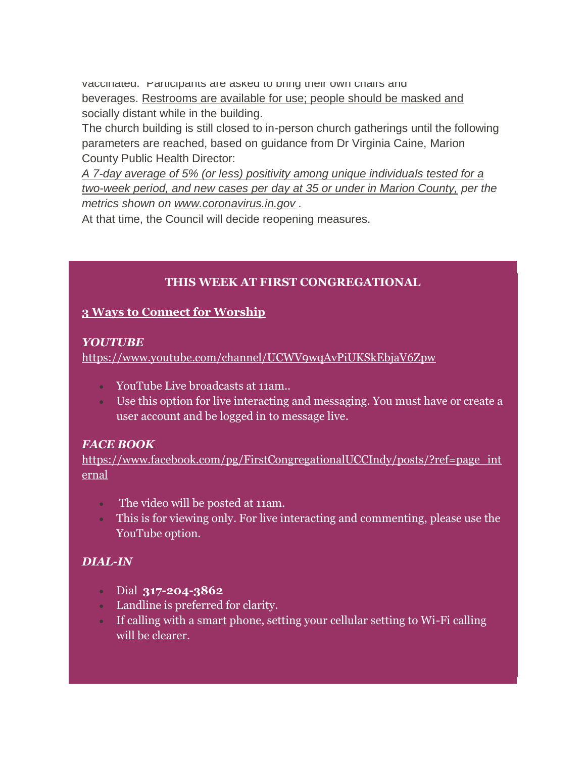vaccinated. Participants are asked to bring their own chairs and beverages. Restrooms are available for use; people should be masked and socially distant while in the building.

The church building is still closed to in-person church gatherings until the following parameters are reached, based on guidance from Dr Virginia Caine, Marion County Public Health Director:

*A 7-day average of 5% (or less) positivity among unique individuals tested for a two-week period, and new cases per day at 35 or under in Marion County, per the metrics shown on www.coronavirus.in.gov .*

At that time, the Council will decide reopening measures.

**THIS WEEK AT FIRST CONGREGATIONAL**

**3 Ways to Connect for Worship**

***YOUTUBE***

https://www.youtube.com/channel/UCWV9wqAvPiUKSkEbjaV6Zpw

- YouTube Live broadcasts at 11am..
- Use this option for live interacting and messaging. You must have or create a user account and be logged in to message live.

***FACE BOOK***

https://www.facebook.com/pg/FirstCongregationalUCCIndy/posts/?ref=page_internal

- The video will be posted at 11am.
- This is for viewing only. For live interacting and commenting, please use the YouTube option.

***DIAL-IN***

- Dial **317-204-3862**
- Landline is preferred for clarity.
- If calling with a smart phone, setting your cellular setting to Wi-Fi calling will be clearer.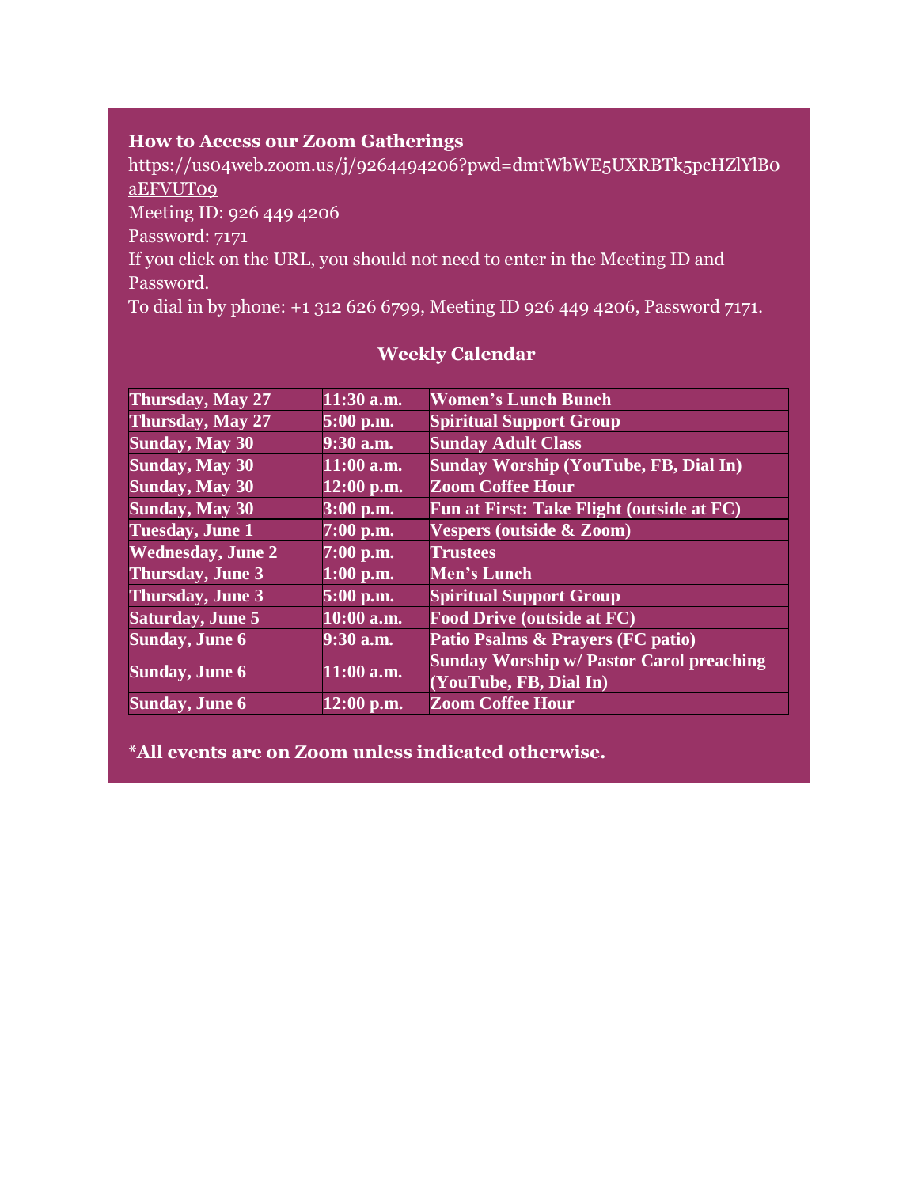**How to Access our Zoom Gatherings**

https://us04web.zoom.us/j/9264494206?pwd=dmtWbWE5UXRBTk5pcHZlYlB0aEFVUT09

Meeting ID: 926 449 4206

Password: 7171

If you click on the URL, you should not need to enter in the Meeting ID and Password.

To dial in by phone: +1 312 626 6799, Meeting ID 926 449 4206, Password 7171.

## Weekly Calendar

| | | |
|---|---|---|
| **Thursday, May 27** | **11:30 a.m.** | **Women's Lunch Bunch** |
| **Thursday, May 27** | **5:00 p.m.** | **Spiritual Support Group** |
| **Sunday, May 30** | **9:30 a.m.** | **Sunday Adult Class** |
| **Sunday, May 30** | **11:00 a.m.** | **Sunday Worship (YouTube, FB, Dial In)** |
| **Sunday, May 30** | **12:00 p.m.** | **Zoom Coffee Hour** |
| **Sunday, May 30** | **3:00 p.m.** | **Fun at First: Take Flight (outside at FC)** |
| **Tuesday, June 1** | **7:00 p.m.** | **Vespers (outside & Zoom)** |
| **Wednesday, June 2** | **7:00 p.m.** | **Trustees** |
| **Thursday, June 3** | **1:00 p.m.** | **Men's Lunch** |
| **Thursday, June 3** | **5:00 p.m.** | **Spiritual Support Group** |
| **Saturday, June 5** | **10:00 a.m.** | **Food Drive (outside at FC)** |
| **Sunday, June 6** | **9:30 a.m.** | **Patio Psalms & Prayers (FC patio)** |
| **Sunday, June 6** | **11:00 a.m.** | **Sunday Worship w/ Pastor Carol preaching (YouTube, FB, Dial In)** |
| **Sunday, June 6** | **12:00 p.m.** | **Zoom Coffee Hour** |

**\*All events are on Zoom unless indicated otherwise.**